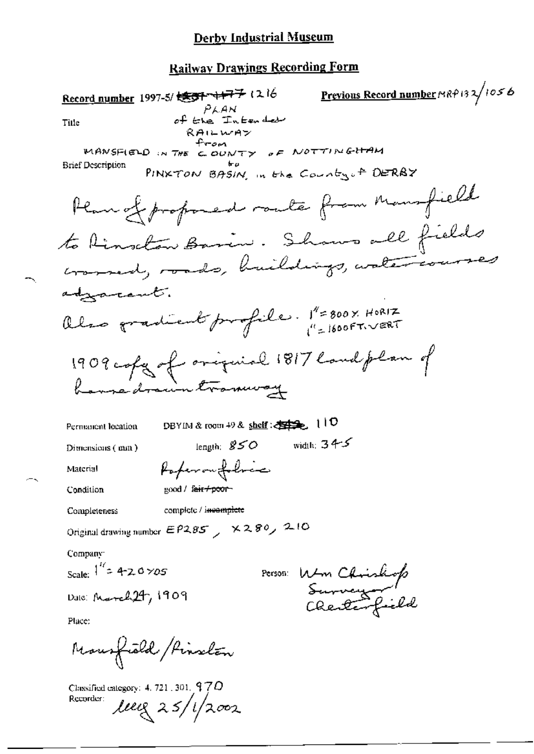# Derby Industrial Museum

## Railway Drawings Recording Form

**Record number** 1997-5/ ~~1891 1477~~ 1216 **Previous Record number** MRP132/1056

Title: PLAN of the Intended RAILWAY from MANSFIELD IN THE COUNTY OF NOTTINGHAM to PINXTON BASIN, in the County of DERBY

Brief Description: Plan of proposed route from Mansfield to Pinxton Basin. Shows all fields crossed, roads, buildings, watercourses adjacent.

Also gradient profile. 1" = 800 Y. HORIZ 1" = 1600 FT. VERT

1909 copy of original 1817 land plan of horse drawn tramway

Permanent location: DBYIM & room 49 & shelf: ~~112~~ 110

Dimensions (mm): length: 850 width: 345

Material: Paper on fabric

Condition: good / ~~fair / poor~~

Completeness: complete / ~~incomplete~~

Original drawing number: EP285, X280, 210

Company:

Scale: 1" = 420 YDS

Person: Wm Chisholm Surveyor Chesterfield

Date: March 24, 1909

Place:

Mansfield / Pinxton

Classified category: 4. 721. 301. 970

Recorder: lmg 25/1/2002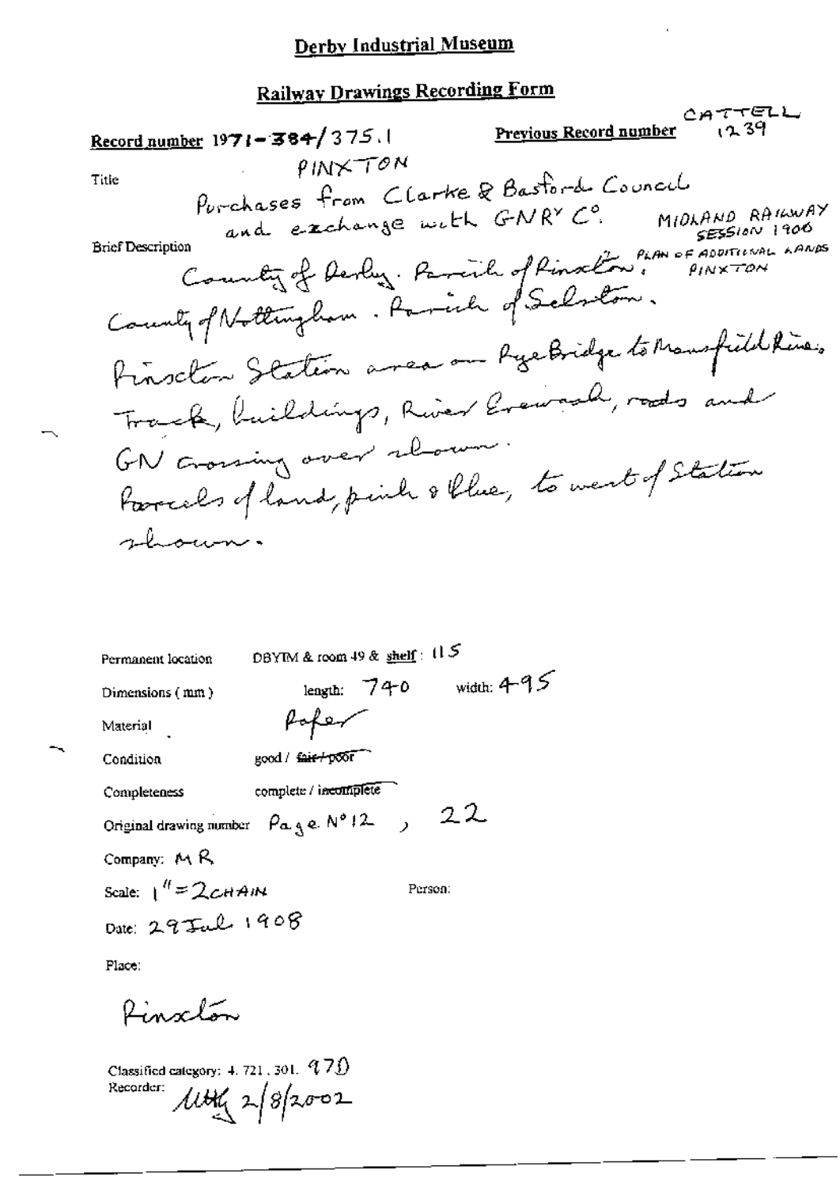# Derby Industrial Museum

## Railway Drawings Recording Form

Record number 1971-384/375.1

Previous Record number CATTELL 1239

Title

PINXTON

Purchases from Clarke & Basford Council and exchange with GNRY Co.

MIDLAND RAILWAY SESSION 1906 PLAN OF ADDITIONAL LANDS PINXTON

Brief Description

County of Derby. Parish of Pinxton.
County of Nottingham. Parish of Selston.
Pinxton Station area on Rye Bridge to Mansfield line.
Track, buildings, River Erewash, roads and GN crossing over shown.
Parcels of land, pink & blue, to west of Station shown.

Permanent location DBYIM & room 49 & shelf: 115

Dimensions (mm) length: 740 width: 495

Material Paper

Condition good / ~~fair / poor~~

Completeness complete / ~~incomplete~~

Original drawing number Page No 12, 22

Company: MR

Scale: 1" = 2 CHAIN

Person:

Date: 29 Jul 1908

Place:

Pinxton

Classified category: 4.721.301.970

Recorder: MHG 2/8/2002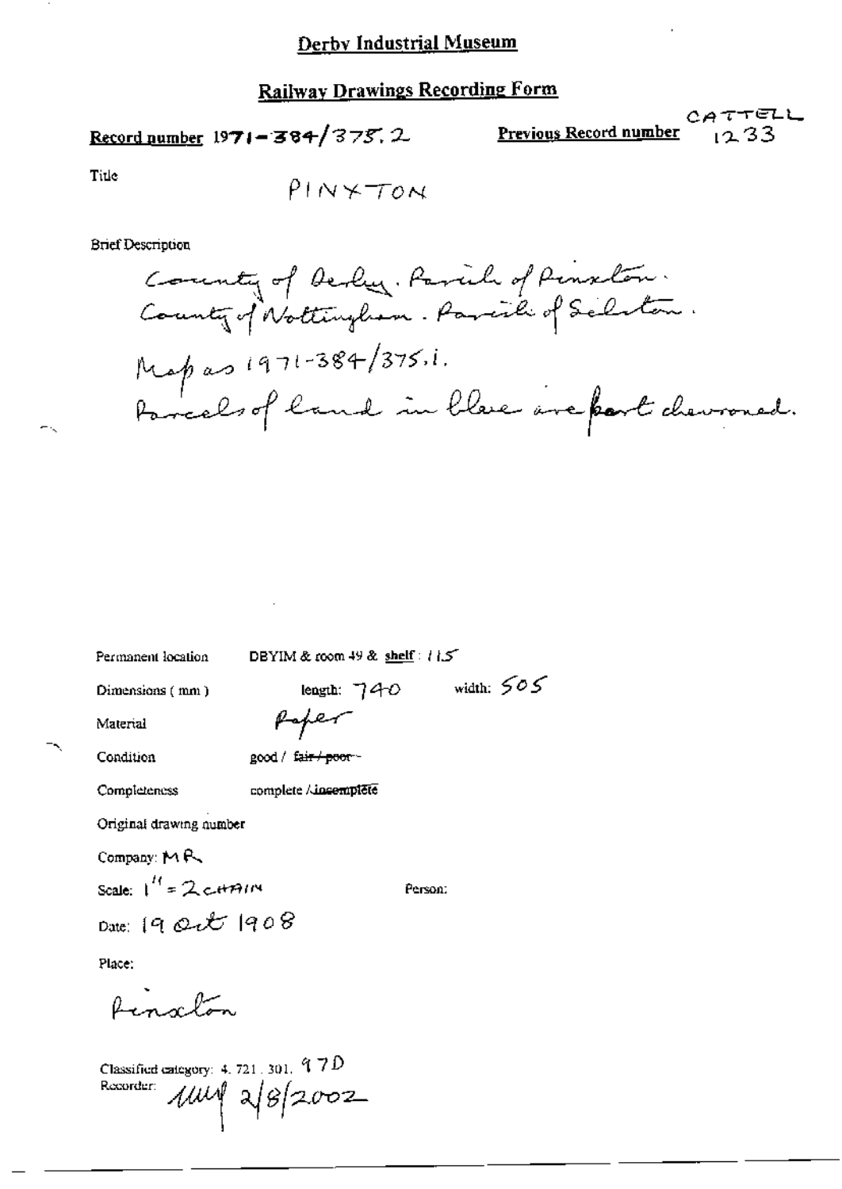# Derby Industrial Museum

## Railway Drawings Recording Form

**Record number** 1971-384/375.2

**Previous Record number** CATTELL 1233

Title

PINXTON

Brief Description

County of Derby. Parish of Pinxton.
County of Nottingham. Parish of Selston.

Map as 1971-384/375.1.

Parcels of land in blue are part chevroned.

Permanent location DBYIM & room 49 & shelf: 115

Dimensions (mm) length: 740 width: 505

Material Paper

Condition good / ~~fair / poor~~

Completeness complete / ~~incomplete~~

Original drawing number

Company: MR

Scale: 1" = 2 CHAIN

Person:

Date: 19 Oct 1908

Place:

Pinxton

Classified category: 4. 721. 301. 97D

Recorder: MM 2/8/2002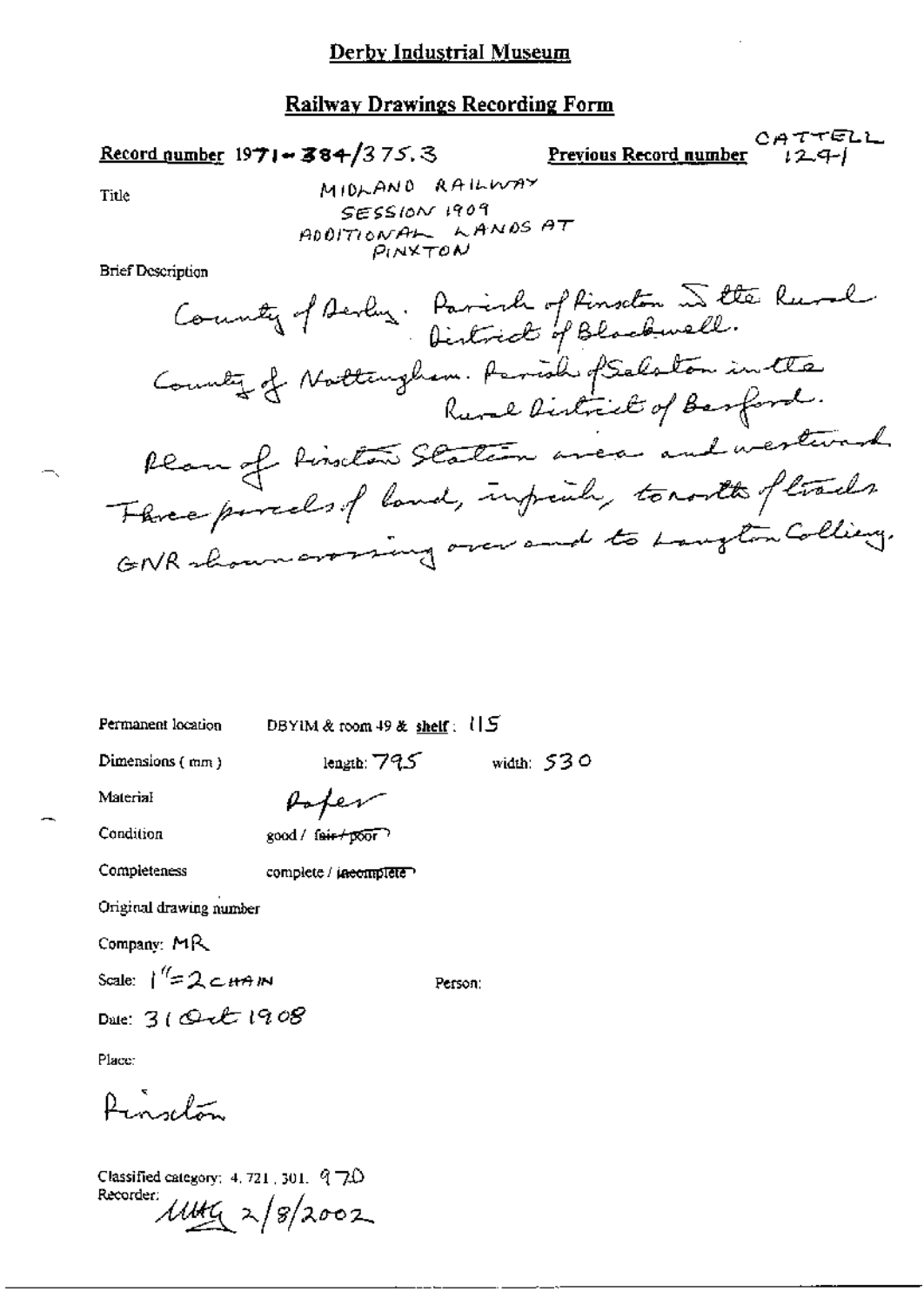Derby Industrial Museum

## Railway Drawings Recording Form

**Record number** 1971-384/375.3 **Previous Record number** CATTELL 1291

Title
MIDLAND RAILWAY
SESSION 1909
ADDITIONAL LANDS AT
PINXTON

Brief Description

County of Derby. Parish of Pinxton in the Rural District of Blackwell.
County of Nottingham. Parish of Selston in the Rural District of Basford.
Plan of Pinxton Station area and westward.
Three parcels of land, in pink, to north of tracks
GNR shown crossing over and to Langton Colliery.

Permanent location DBYIM & room 49 & shelf: 115

Dimensions (mm) length: 795 width: 530

Material Paper

Condition good / ~~fair / poor~~

Completeness complete / ~~incomplete~~

Original drawing number

Company: MR

Scale: 1" = 2 CHAIN

Person:

Date: 31 Oct 1908

Place:

Pinxton

Classified category: 4.721.301. 970

Recorder: MHG 2/8/2002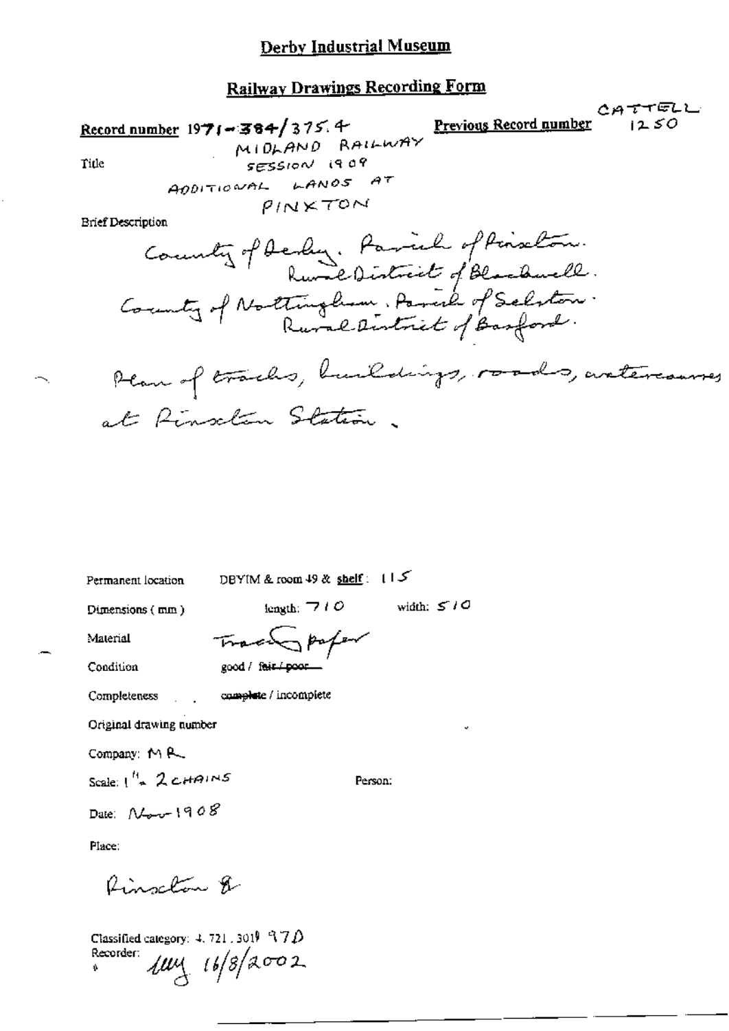# Derby Industrial Museum

## Railway Drawings Recording Form

Record number 1971-384/375.4

Previous Record number CATTELL 1250

Title

MIDLAND RAILWAY
SESSION 1909
ADDITIONAL LANDS AT
PINXTON

Brief Description

County of Derby. Parish of Pinxton.
Rural District of Blackwell.
County of Nottingham. Parish of Selston.
Rural District of Basford.

Plan of tracks, buildings, roads, watercourses at Pinxton Station.

Permanent location DBYIM & room 49 & shelf: 115

Dimensions (mm) length: 710 width: 510

Material Tracing paper

Condition good / ~~fair / poor~~

Completeness complete / incomplete

Original drawing number

Company: MR

Scale: 1" = 2 CHAINS

Person:

Date: Nov 1908

Place:

Pinxton St

Classified category: 4.721.301 97D

Recorder: 16/8/2002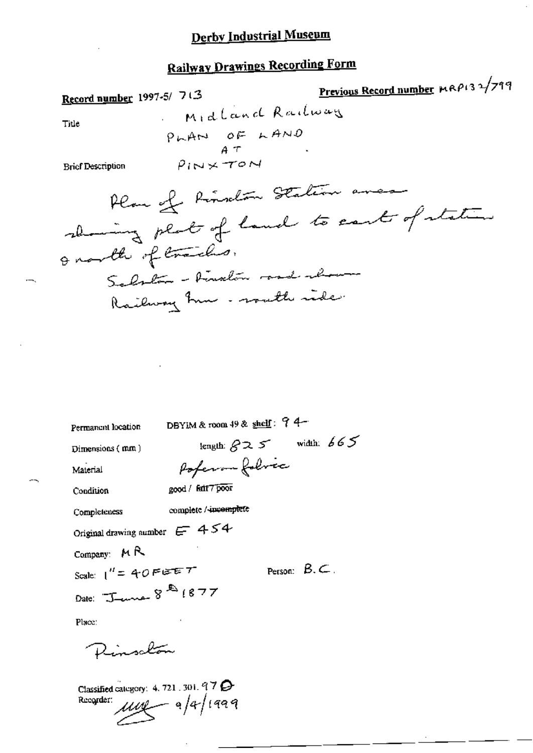# Derby Industrial Museum

## Railway Drawings Recording Form

**Record number** 1997-5/ 713

**Previous Record number** MRP132/799

Title

Midland Railway
PLAN OF LAND
AT
PINXTON

Brief Description

Plan of Pinxton Station area showing plot of land to east of station & north of tracks.
Selston - Pinxton road shown
Railway Inn - south side

Permanent location: DBYIM & room 49 & shelf: 94

Dimensions (mm): length: 825 width: 665

Material: Paper on fabric

Condition: good / ~~fair / poor~~

Completeness: complete / ~~incomplete~~

Original drawing number: E 454

Company: MR

Scale: 1" = 40 FEET

Person: B.C.

Date: June 8th 1877

Place:

Pinxton

Classified category: 4. 721. 301. 97 O

Recorder: [signature] 9/4/1999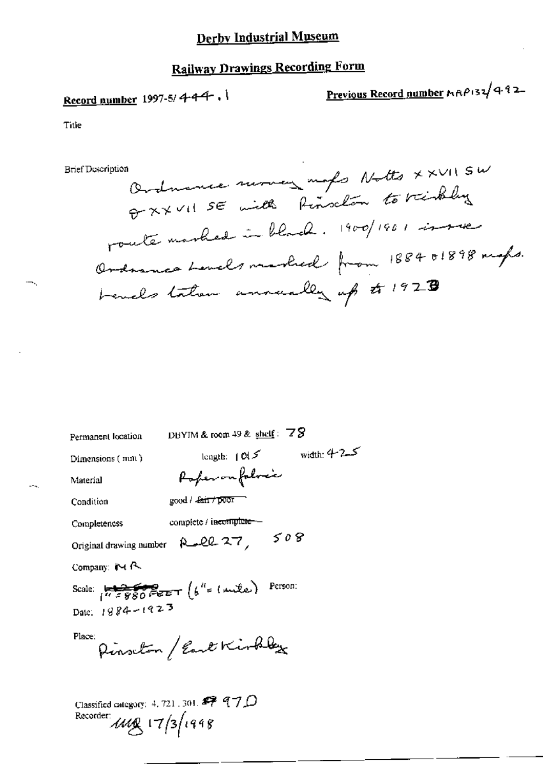# Derby Industrial Museum

## Railway Drawings Recording Form

**Record number** 1997-5/ 444 . 1

**Previous Record number** MRP132/492

Title

Brief Description

Ordnance survey maps Notts XXVII SW & XXVII SE with Pinxton to Kirkby route marked in black. 1900/1901 issue. Ordnance Levels marked from 1884 & 1898 maps. Levels taken annually up to 1923

Permanent location DBYIM & room 49 & shelf: 78

Dimensions (mm) length: 1015 width: 425

Material Paper on fabric

Condition good / ~~fair / poor~~

Completeness complete / ~~incomplete~~

Original drawing number Roll 27, 508

Company: MR

Scale: 1" = 880 FEET (6" = 1 mile) Person:

Date: 1884-1923

Place: Pinxton / East Kirkby

Classified category: 4. 721. 301. 970

Recorder: MG 17/3/1998